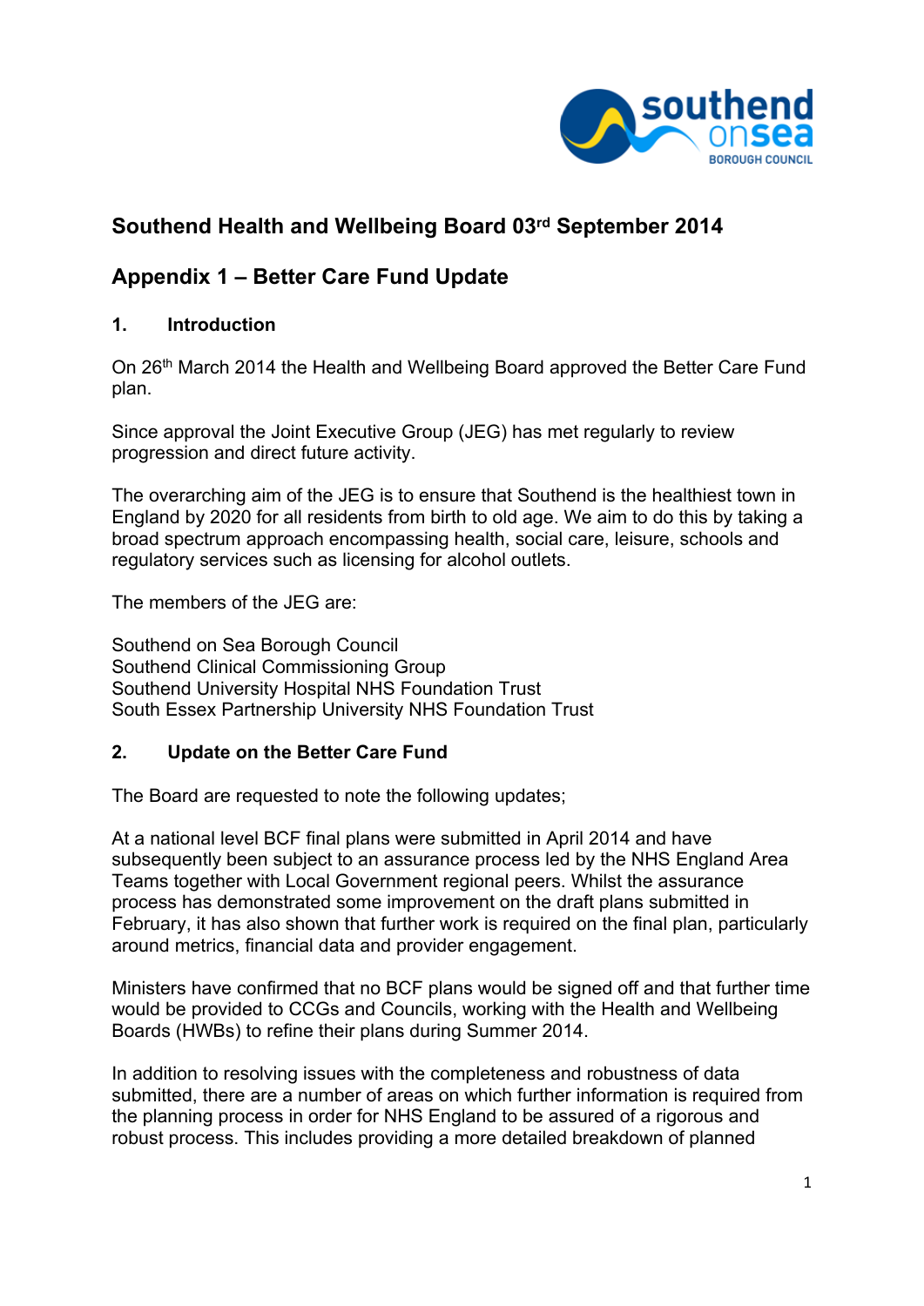## Southend Health and Wellbeing Board 03rd September 2014

## Appendix 1 – Better Care Fund Update

### 1. Introduction

On 26th March 2014 the Health and Wellbeing Board approved the Better Care Fund plan.

Since approval the Joint Executive Group (JEG) has met regularly to review progression and direct future activity.

The overarching aim of the JEG is to ensure that Southend is the healthiest town in England by 2020 for all residents from birth to old age. We aim to do this by taking a broad spectrum approach encompassing health, social care, leisure, schools and regulatory services such as licensing for alcohol outlets.

The members of the JEG are:

Southend on Sea Borough Council
Southend Clinical Commissioning Group
Southend University Hospital NHS Foundation Trust
South Essex Partnership University NHS Foundation Trust

### 2. Update on the Better Care Fund

The Board are requested to note the following updates;

At a national level BCF final plans were submitted in April 2014 and have subsequently been subject to an assurance process led by the NHS England Area Teams together with Local Government regional peers. Whilst the assurance process has demonstrated some improvement on the draft plans submitted in February, it has also shown that further work is required on the final plan, particularly around metrics, financial data and provider engagement.

Ministers have confirmed that no BCF plans would be signed off and that further time would be provided to CCGs and Councils, working with the Health and Wellbeing Boards (HWBs) to refine their plans during Summer 2014.

In addition to resolving issues with the completeness and robustness of data submitted, there are a number of areas on which further information is required from the planning process in order for NHS England to be assured of a rigorous and robust process. This includes providing a more detailed breakdown of planned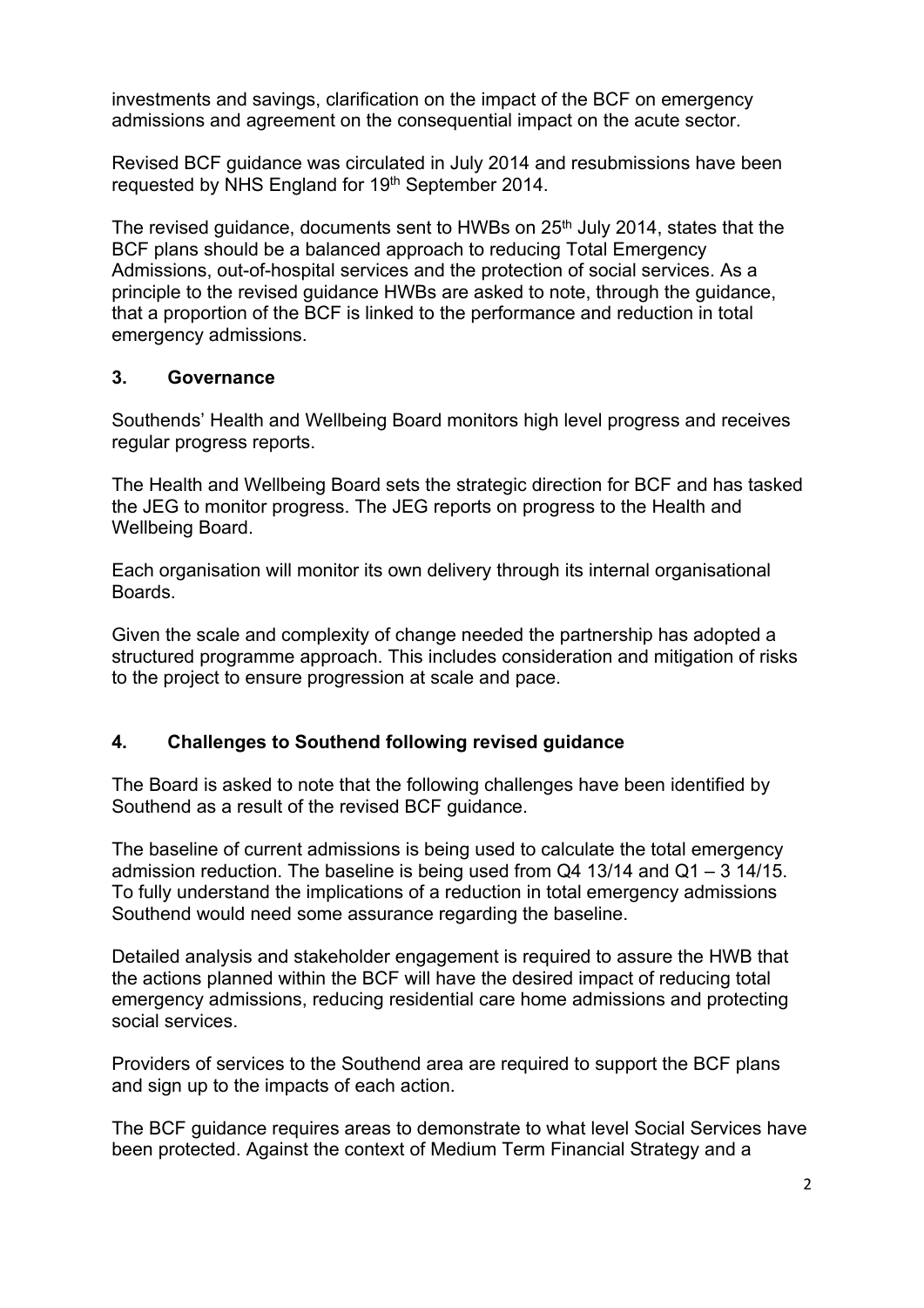investments and savings, clarification on the impact of the BCF on emergency admissions and agreement on the consequential impact on the acute sector.

Revised BCF guidance was circulated in July 2014 and resubmissions have been requested by NHS England for 19th September 2014.

The revised guidance, documents sent to HWBs on 25th July 2014, states that the BCF plans should be a balanced approach to reducing Total Emergency Admissions, out-of-hospital services and the protection of social services. As a principle to the revised guidance HWBs are asked to note, through the guidance, that a proportion of the BCF is linked to the performance and reduction in total emergency admissions.

## 3. Governance

Southends' Health and Wellbeing Board monitors high level progress and receives regular progress reports.

The Health and Wellbeing Board sets the strategic direction for BCF and has tasked the JEG to monitor progress. The JEG reports on progress to the Health and Wellbeing Board.

Each organisation will monitor its own delivery through its internal organisational Boards.

Given the scale and complexity of change needed the partnership has adopted a structured programme approach. This includes consideration and mitigation of risks to the project to ensure progression at scale and pace.

## 4. Challenges to Southend following revised guidance

The Board is asked to note that the following challenges have been identified by Southend as a result of the revised BCF guidance.

The baseline of current admissions is being used to calculate the total emergency admission reduction. The baseline is being used from Q4 13/14 and Q1 – 3 14/15. To fully understand the implications of a reduction in total emergency admissions Southend would need some assurance regarding the baseline.

Detailed analysis and stakeholder engagement is required to assure the HWB that the actions planned within the BCF will have the desired impact of reducing total emergency admissions, reducing residential care home admissions and protecting social services.

Providers of services to the Southend area are required to support the BCF plans and sign up to the impacts of each action.

The BCF guidance requires areas to demonstrate to what level Social Services have been protected. Against the context of Medium Term Financial Strategy and a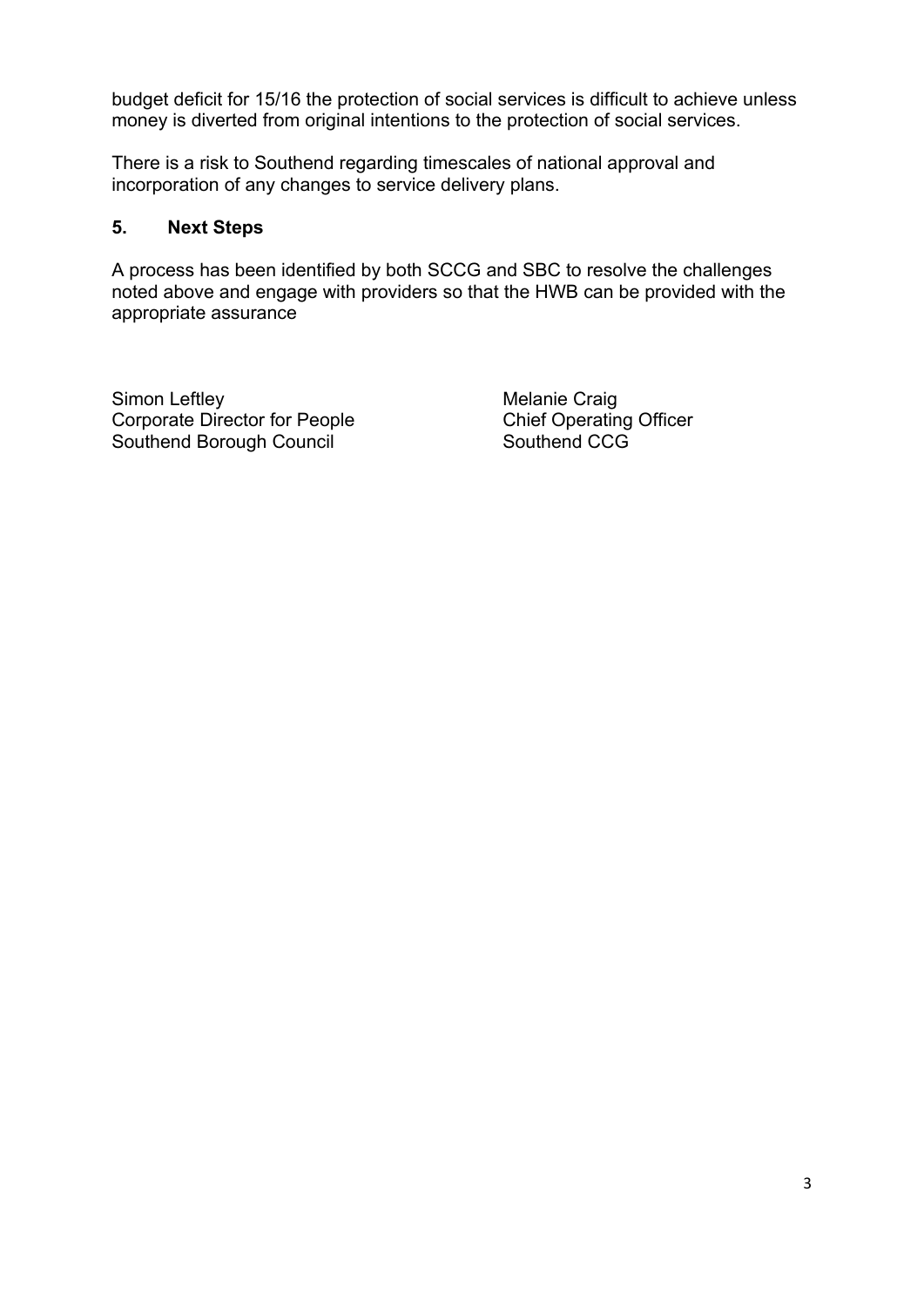budget deficit for 15/16 the protection of social services is difficult to achieve unless money is diverted from original intentions to the protection of social services.

There is a risk to Southend regarding timescales of national approval and incorporation of any changes to service delivery plans.

## 5. Next Steps

A process has been identified by both SCCG and SBC to resolve the challenges noted above and engage with providers so that the HWB can be provided with the appropriate assurance

Simon Leftley
Corporate Director for People
Southend Borough Council

Melanie Craig
Chief Operating Officer
Southend CCG